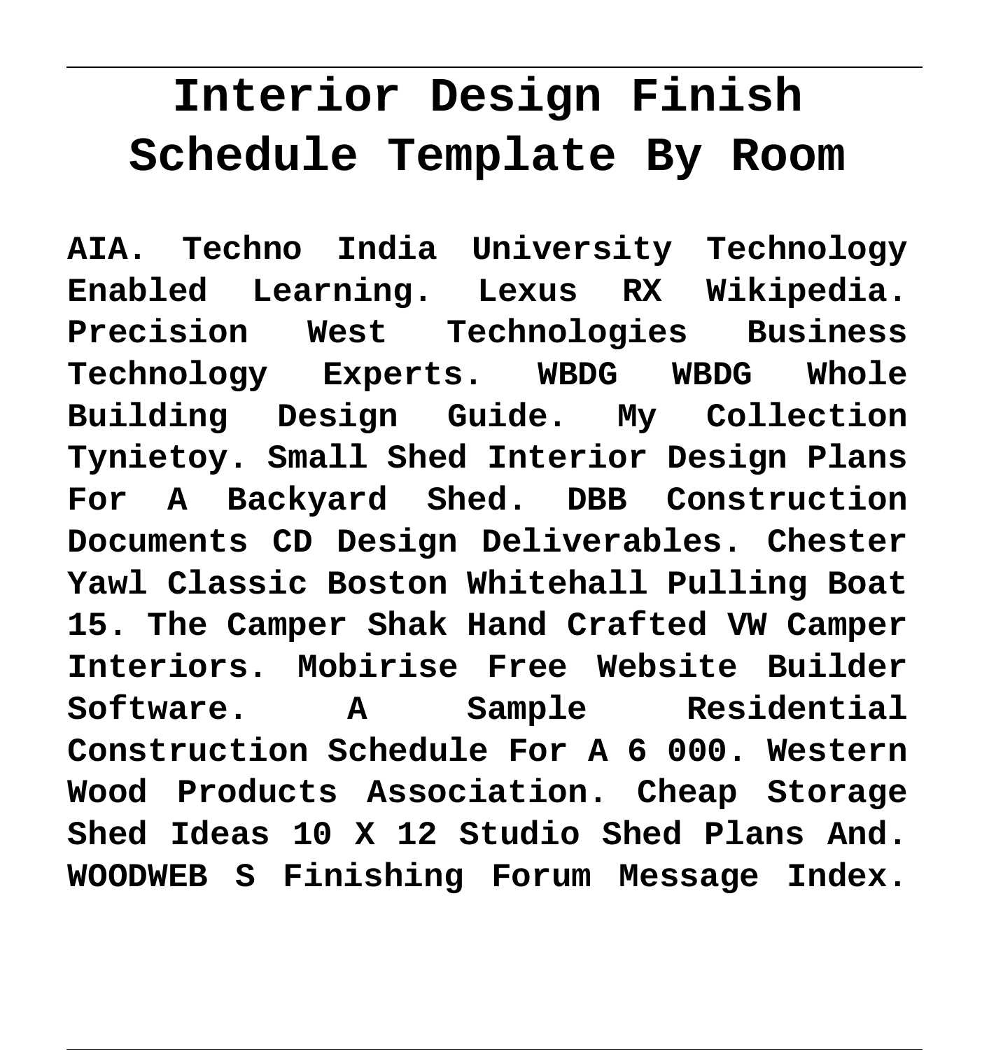# Interior Design Finish Schedule Template By Room

**AIA. Techno India University Technology Enabled Learning. Lexus RX Wikipedia. Precision West Technologies Business Technology Experts. WBDG WBDG Whole Building Design Guide. My Collection Tynietoy. Small Shed Interior Design Plans For A Backyard Shed. DBB Construction Documents CD Design Deliverables. Chester Yawl Classic Boston Whitehall Pulling Boat 15. The Camper Shak Hand Crafted VW Camper Interiors. Mobirise Free Website Builder Software. A Sample Residential Construction Schedule For A 6 000. Western Wood Products Association. Cheap Storage Shed Ideas 10 X 12 Studio Shed Plans And. WOODWEB S Finishing Forum Message Index.**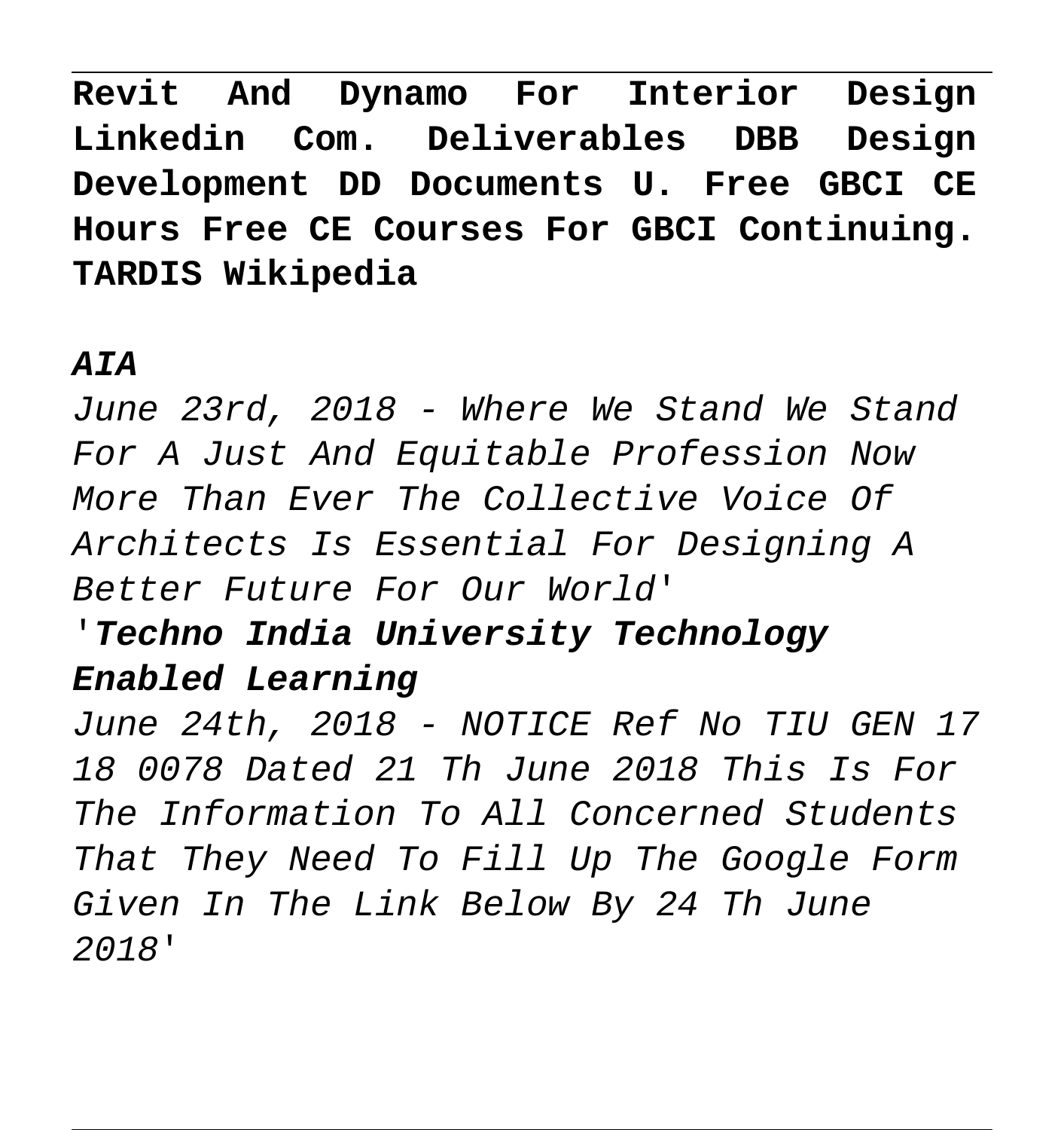**Revit And Dynamo For Interior Design Linkedin Com. Deliverables DBB Design Development DD Documents U. Free GBCI CE Hours Free CE Courses For GBCI Continuing. TARDIS Wikipedia**

***AIA***

*June 23rd, 2018 - Where We Stand We Stand For A Just And Equitable Profession Now More Than Ever The Collective Voice Of Architects Is Essential For Designing A Better Future For Our World'*

*'**Techno India University Technology Enabled Learning***

*June 24th, 2018 - NOTICE Ref No TIU GEN 17 18 0078 Dated 21 Th June 2018 This Is For The Information To All Concerned Students That They Need To Fill Up The Google Form Given In The Link Below By 24 Th June 2018'*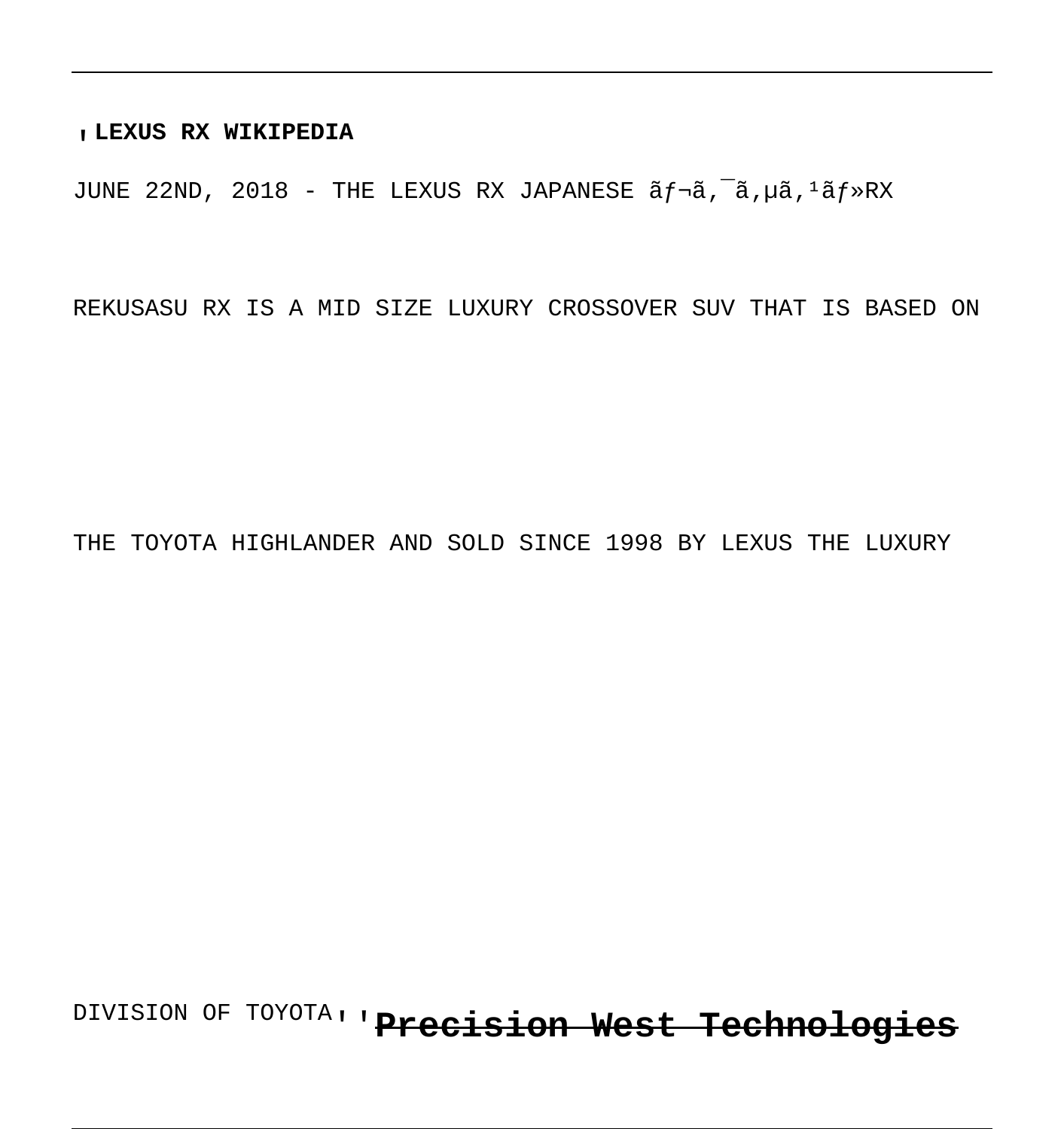'**LEXUS RX WIKIPEDIA**

JUNE 22ND, 2018 - THE LEXUS RX JAPANESE ãƒ¬ã‚¯ã‚µã‚¹ãƒ»RX

REKUSASU RX IS A MID SIZE LUXURY CROSSOVER SUV THAT IS BASED ON

THE TOYOTA HIGHLANDER AND SOLD SINCE 1998 BY LEXUS THE LUXURY

DIVISION OF TOYOTA'' '**Precision West Technologies**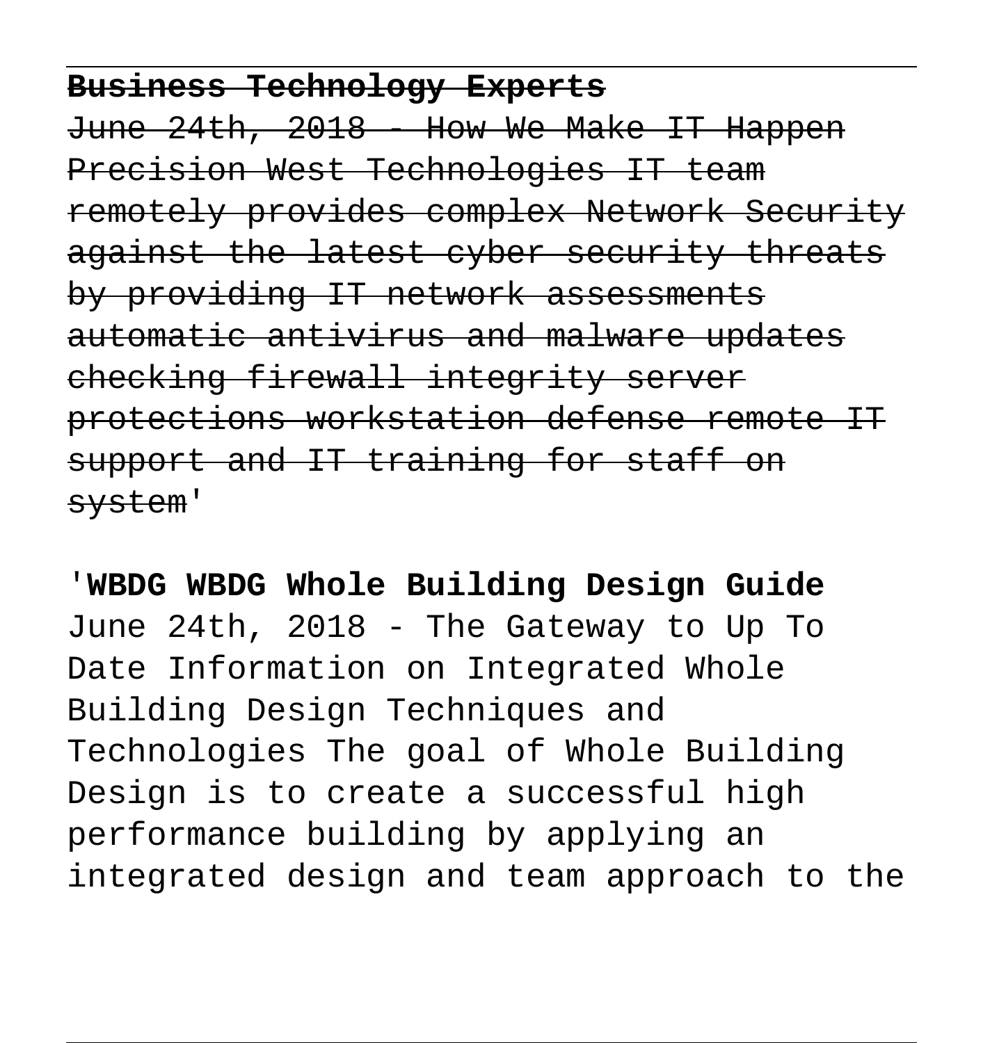~~**Business Technology Experts**~~
~~June 24th, 2018 - How We Make IT Happen Precision West Technologies IT team remotely provides complex Network Security against the latest cyber security threats by providing IT network assessments automatic antivirus and malware updates checking firewall integrity server protections workstation defense remote IT support and IT training for staff on system~~'

'**WBDG WBDG Whole Building Design Guide**
June 24th, 2018 - The Gateway to Up To Date Information on Integrated Whole Building Design Techniques and Technologies The goal of Whole Building Design is to create a successful high performance building by applying an integrated design and team approach to the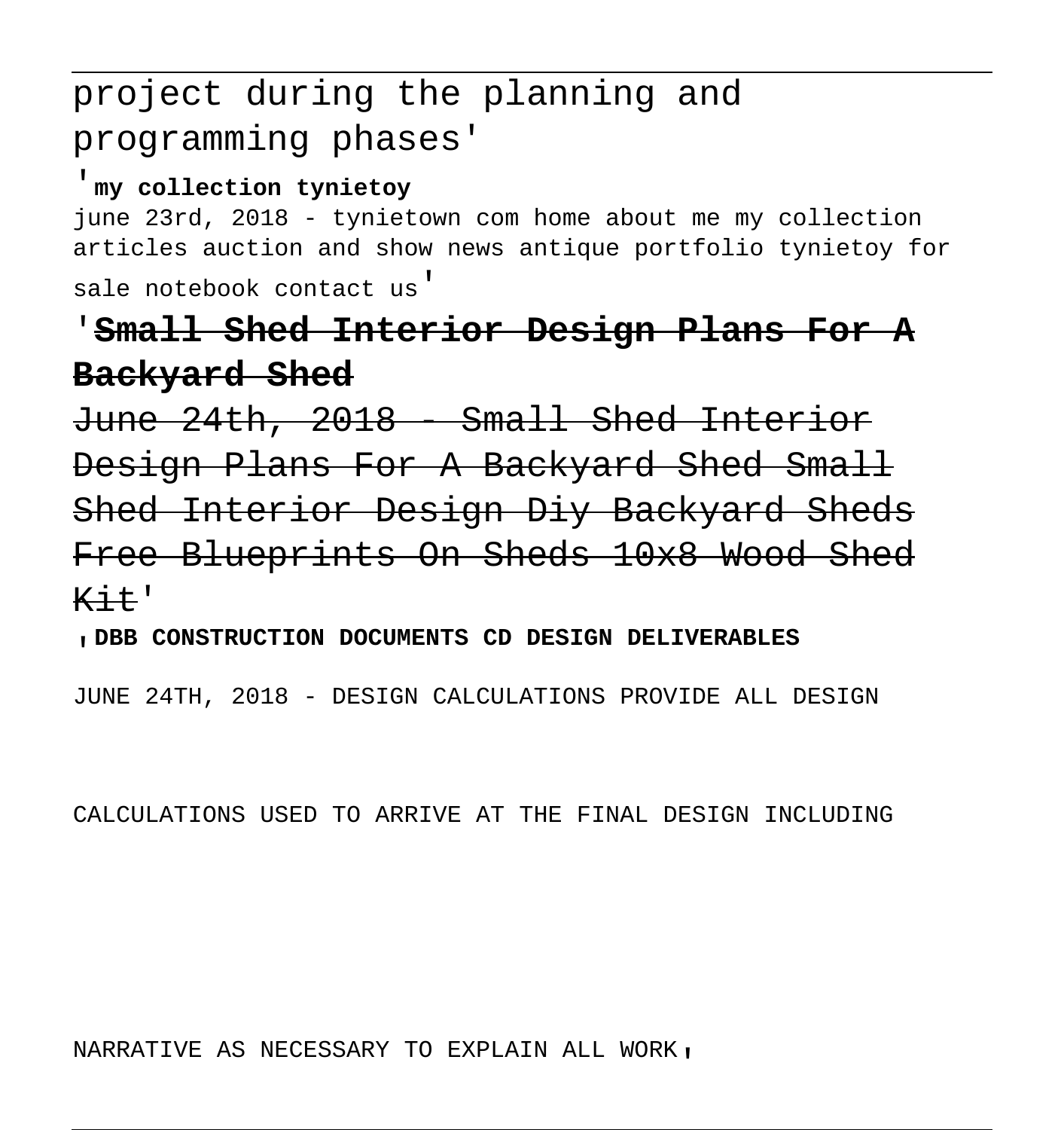project during the planning and programming phases'

'**my collection tynietoy**

june 23rd, 2018 - tynietown com home about me my collection articles auction and show news antique portfolio tynietoy for sale notebook contact us'

'~~**Small Shed Interior Design Plans For A Backyard Shed**~~

~~June 24th, 2018 - Small Shed Interior Design Plans For A Backyard Shed Small Shed Interior Design Diy Backyard Sheds Free Blueprints On Sheds 10x8 Wood Shed Kit~~'

'**DBB CONSTRUCTION DOCUMENTS CD DESIGN DELIVERABLES**

JUNE 24TH, 2018 - DESIGN CALCULATIONS PROVIDE ALL DESIGN

CALCULATIONS USED TO ARRIVE AT THE FINAL DESIGN INCLUDING

NARRATIVE AS NECESSARY TO EXPLAIN ALL WORK'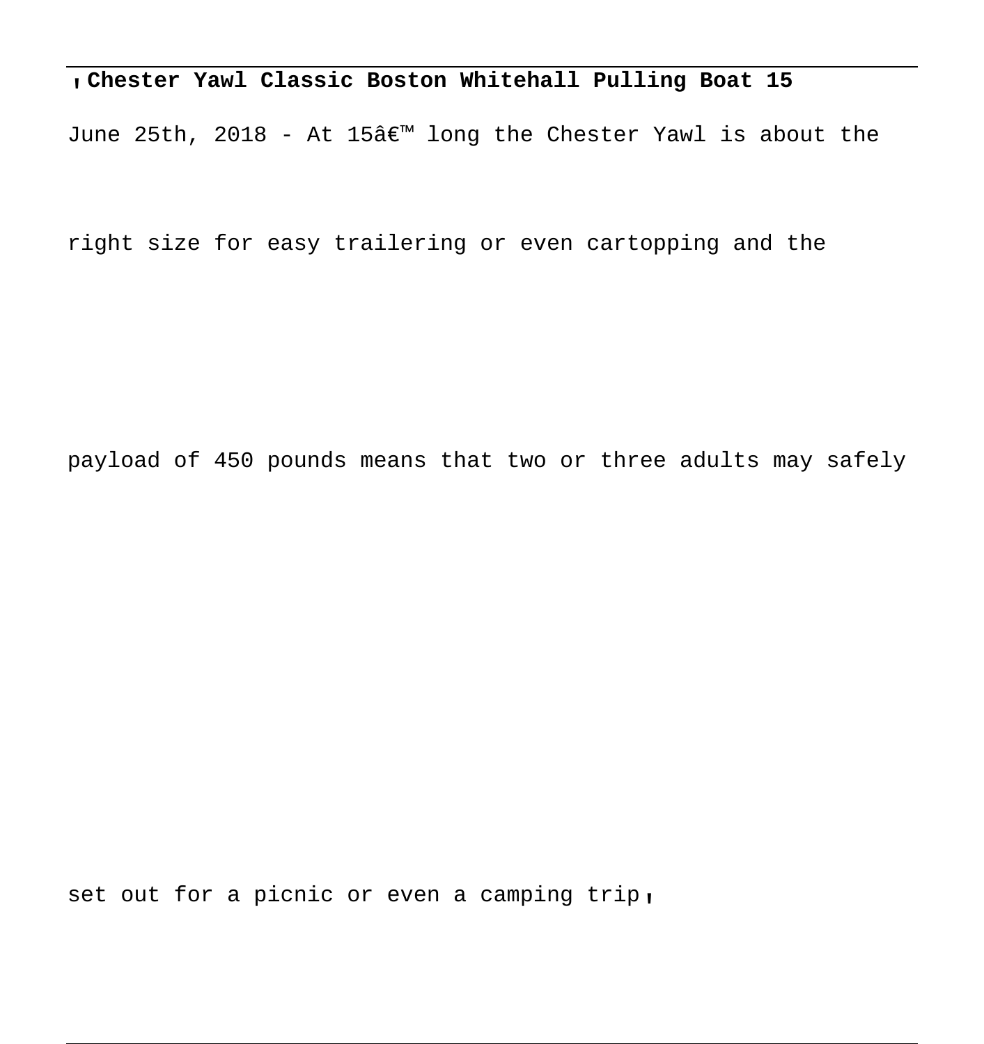**Chester Yawl Classic Boston Whitehall Pulling Boat 15**

June 25th, 2018 - At 15â€™ long the Chester Yawl is about the right size for easy trailering or even cartopping and the payload of 450 pounds means that two or three adults may safely set out for a picnic or even a camping trip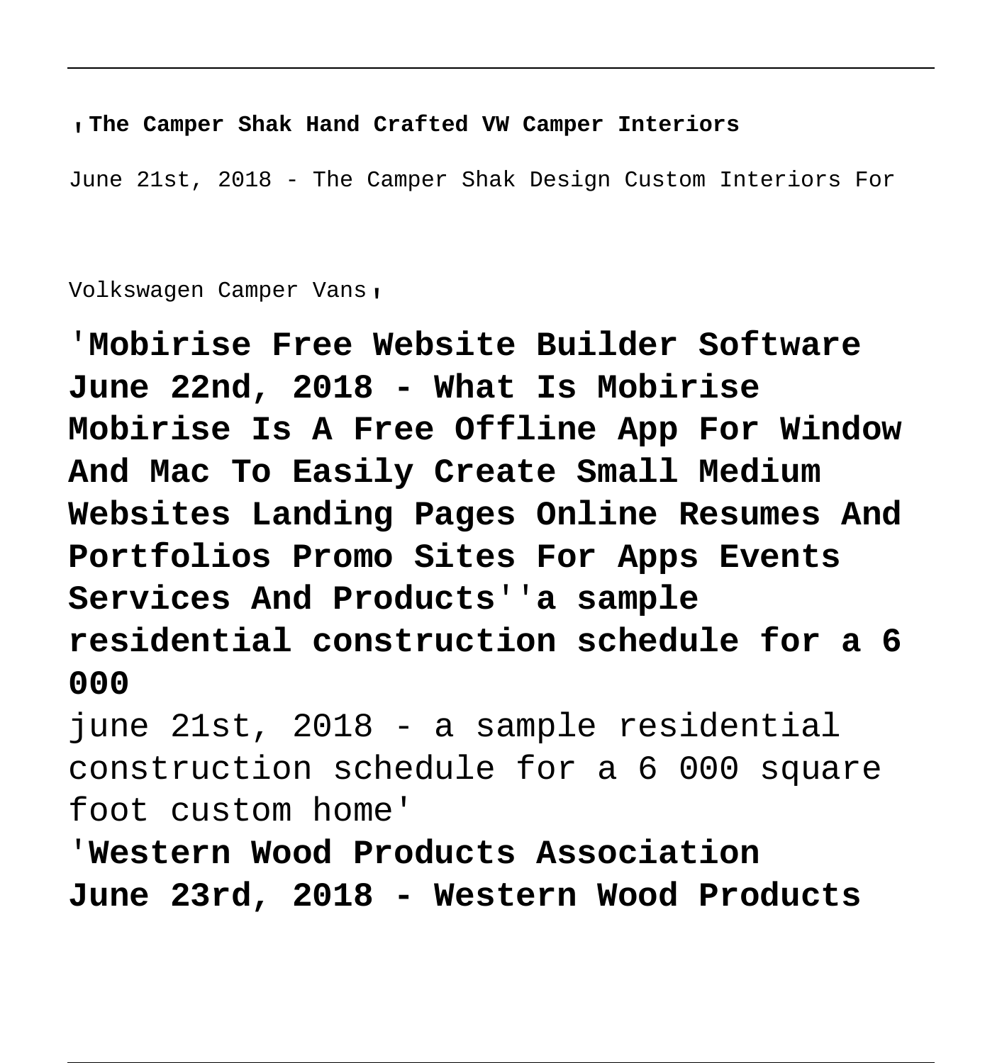'**The Camper Shak Hand Crafted VW Camper Interiors**

June 21st, 2018 - The Camper Shak Design Custom Interiors For

Volkswagen Camper Vans'

'**Mobirise Free Website Builder Software June 22nd, 2018 - What Is Mobirise Mobirise Is A Free Offline App For Window And Mac To Easily Create Small Medium Websites Landing Pages Online Resumes And Portfolios Promo Sites For Apps Events Services And Products''a sample residential construction schedule for a 6 000**

june 21st, 2018 - a sample residential construction schedule for a 6 000 square foot custom home'

'**Western Wood Products Association June 23rd, 2018 - Western Wood Products**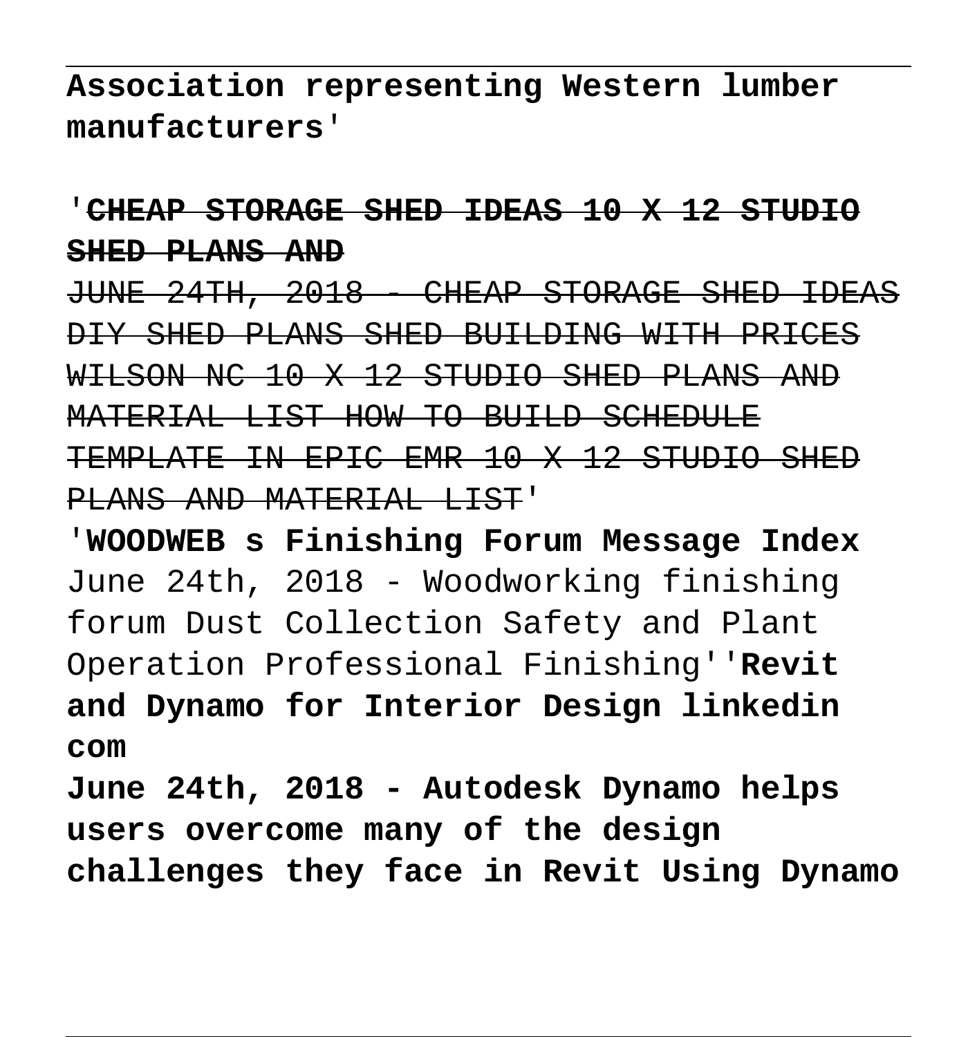**Association representing Western lumber manufacturers'**

'~~**CHEAP STORAGE SHED IDEAS 10 X 12 STUDIO SHED PLANS AND**~~

~~JUNE 24TH, 2018 - CHEAP STORAGE SHED IDEAS DIY SHED PLANS SHED BUILDING WITH PRICES WILSON NC 10 X 12 STUDIO SHED PLANS AND MATERIAL LIST HOW TO BUILD SCHEDULE TEMPLATE IN EPIC EMR 10 X 12 STUDIO SHED PLANS AND MATERIAL LIST~~'

'**WOODWEB s Finishing Forum Message Index**
June 24th, 2018 - Woodworking finishing forum Dust Collection Safety and Plant Operation Professional Finishing''**Revit and Dynamo for Interior Design linkedin com**

**June 24th, 2018 - Autodesk Dynamo helps users overcome many of the design challenges they face in Revit Using Dynamo**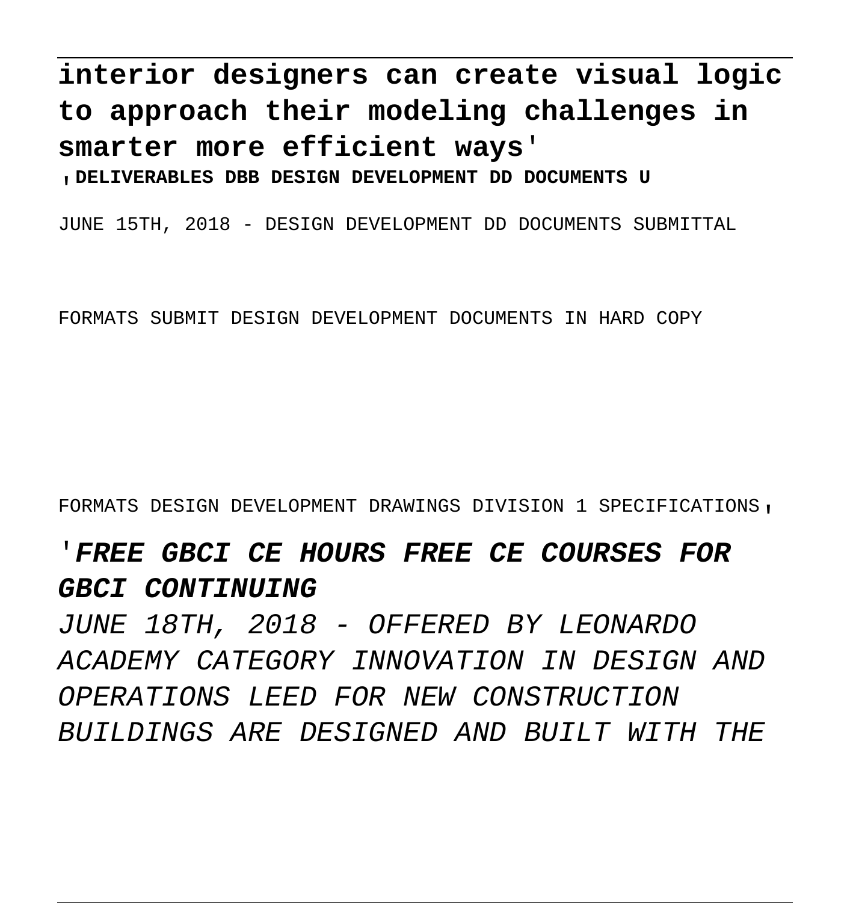**interior designers can create visual logic to approach their modeling challenges in smarter more efficient ways**'

'**DELIVERABLES DBB DESIGN DEVELOPMENT DD DOCUMENTS U**

JUNE 15TH, 2018 - DESIGN DEVELOPMENT DD DOCUMENTS SUBMITTAL

FORMATS SUBMIT DESIGN DEVELOPMENT DOCUMENTS IN HARD COPY

FORMATS DESIGN DEVELOPMENT DRAWINGS DIVISION 1 SPECIFICATIONS'

'***FREE GBCI CE HOURS FREE CE COURSES FOR GBCI CONTINUING***

*JUNE 18TH, 2018 - OFFERED BY LEONARDO ACADEMY CATEGORY INNOVATION IN DESIGN AND OPERATIONS LEED FOR NEW CONSTRUCTION BUILDINGS ARE DESIGNED AND BUILT WITH THE*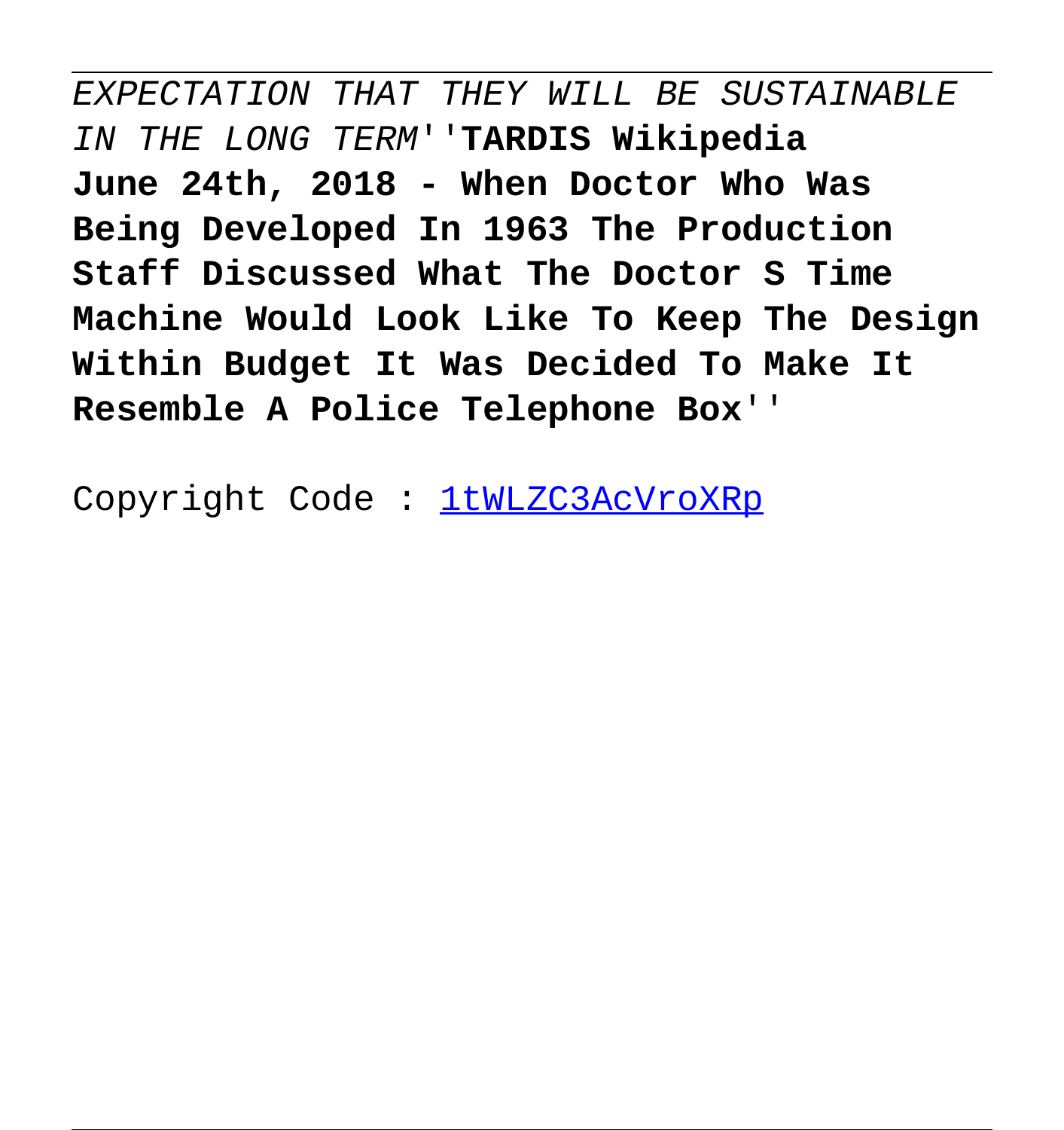*EXPECTATION THAT THEY WILL BE SUSTAINABLE IN THE LONG TERM*''**TARDIS Wikipedia June 24th, 2018 - When Doctor Who Was Being Developed In 1963 The Production Staff Discussed What The Doctor S Time Machine Would Look Like To Keep The Design Within Budget It Was Decided To Make It Resemble A Police Telephone Box**''

Copyright Code : [1tWLZC3AcVroXRp]